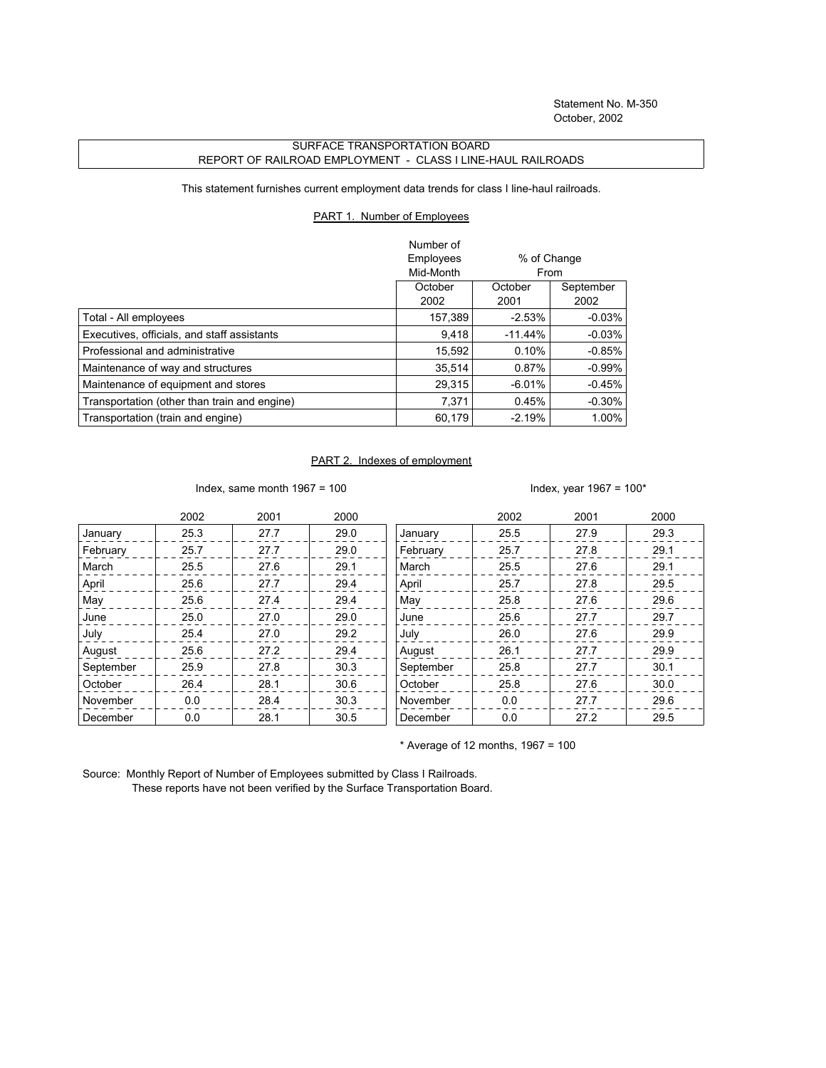Statement No. M-350
October, 2002

SURFACE TRANSPORTATION BOARD
REPORT OF RAILROAD EMPLOYMENT - CLASS I LINE-HAUL RAILROADS

This statement furnishes current employment data trends for class I line-haul railroads.

## PART 1. Number of Employees

| | Number of Employees Mid-Month | % of Change From | |
|---|---|---|---|
| | October 2002 | October 2001 | September 2002 |
| Total - All employees | 157,389 | -2.53% | -0.03% |
| Executives, officials, and staff assistants | 9,418 | -11.44% | -0.03% |
| Professional and administrative | 15,592 | 0.10% | -0.85% |
| Maintenance of way and structures | 35,514 | 0.87% | -0.99% |
| Maintenance of equipment and stores | 29,315 | -6.01% | -0.45% |
| Transportation (other than train and engine) | 7,371 | 0.45% | -0.30% |
| Transportation (train and engine) | 60,179 | -2.19% | 1.00% |

## PART 2. Indexes of employment

Index, same month 1967 = 100

| | 2002 | 2001 | 2000 |
|---|---|---|---|
| January | 25.3 | 27.7 | 29.0 |
| February | 25.7 | 27.7 | 29.0 |
| March | 25.5 | 27.6 | 29.1 |
| April | 25.6 | 27.7 | 29.4 |
| May | 25.6 | 27.4 | 29.4 |
| June | 25.0 | 27.0 | 29.0 |
| July | 25.4 | 27.0 | 29.2 |
| August | 25.6 | 27.2 | 29.4 |
| September | 25.9 | 27.8 | 30.3 |
| October | 26.4 | 28.1 | 30.6 |
| November | 0.0 | 28.4 | 30.3 |
| December | 0.0 | 28.1 | 30.5 |

Index, year 1967 = 100*

| | 2002 | 2001 | 2000 |
|---|---|---|---|
| January | 25.5 | 27.9 | 29.3 |
| February | 25.7 | 27.8 | 29.1 |
| March | 25.5 | 27.6 | 29.1 |
| April | 25.7 | 27.8 | 29.5 |
| May | 25.8 | 27.6 | 29.6 |
| June | 25.6 | 27.7 | 29.7 |
| July | 26.0 | 27.6 | 29.9 |
| August | 26.1 | 27.7 | 29.9 |
| September | 25.8 | 27.7 | 30.1 |
| October | 25.8 | 27.6 | 30.0 |
| November | 0.0 | 27.7 | 29.6 |
| December | 0.0 | 27.2 | 29.5 |

* Average of 12 months, 1967 = 100

Source: Monthly Report of Number of Employees submitted by Class I Railroads.
These reports have not been verified by the Surface Transportation Board.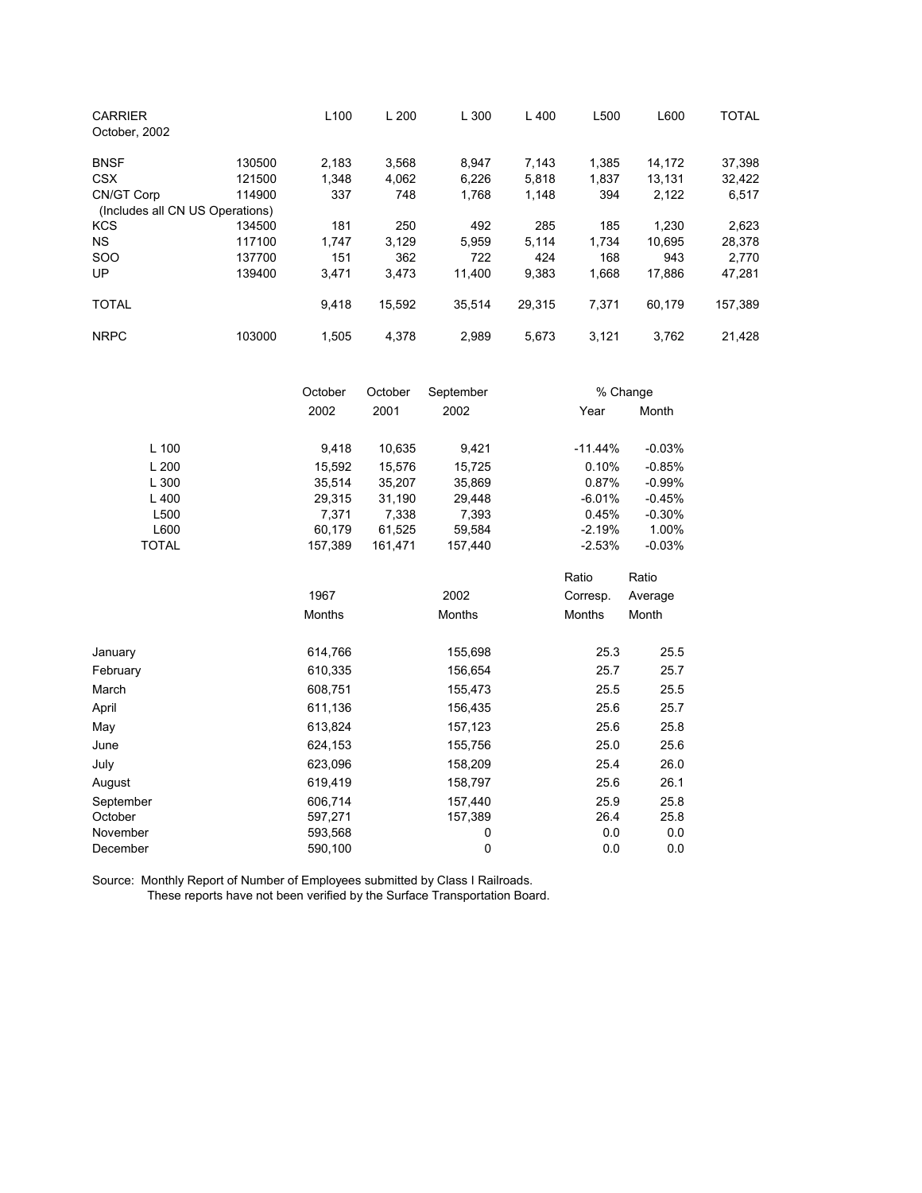| CARRIER<br>October, 2002 | | L100 | L 200 | L 300 | L 400 | L500 | L600 | TOTAL |
|---|---|---|---|---|---|---|---|---|
| BNSF | 130500 | 2,183 | 3,568 | 8,947 | 7,143 | 1,385 | 14,172 | 37,398 |
| CSX | 121500 | 1,348 | 4,062 | 6,226 | 5,818 | 1,837 | 13,131 | 32,422 |
| CN/GT Corp<br>(Includes all CN US Operations) | 114900 | 337 | 748 | 1,768 | 1,148 | 394 | 2,122 | 6,517 |
| KCS | 134500 | 181 | 250 | 492 | 285 | 185 | 1,230 | 2,623 |
| NS | 117100 | 1,747 | 3,129 | 5,959 | 5,114 | 1,734 | 10,695 | 28,378 |
| SOO | 137700 | 151 | 362 | 722 | 424 | 168 | 943 | 2,770 |
| UP | 139400 | 3,471 | 3,473 | 11,400 | 9,383 | 1,668 | 17,886 | 47,281 |
| TOTAL | | 9,418 | 15,592 | 35,514 | 29,315 | 7,371 | 60,179 | 157,389 |
| NRPC | 103000 | 1,505 | 4,378 | 2,989 | 5,673 | 3,121 | 3,762 | 21,428 |

| | October 2002 | October 2001 | September 2002 | % Change Year | % Change Month |
|---|---|---|---|---|---|
| L 100 | 9,418 | 10,635 | 9,421 | -11.44% | -0.03% |
| L 200 | 15,592 | 15,576 | 15,725 | 0.10% | -0.85% |
| L 300 | 35,514 | 35,207 | 35,869 | 0.87% | -0.99% |
| L 400 | 29,315 | 31,190 | 29,448 | -6.01% | -0.45% |
| L500 | 7,371 | 7,338 | 7,393 | 0.45% | -0.30% |
| L600 | 60,179 | 61,525 | 59,584 | -2.19% | 1.00% |
| TOTAL | 157,389 | 161,471 | 157,440 | -2.53% | -0.03% |

| | 1967 Months | 2002 Months | Ratio Corresp. Months | Ratio Average Month |
|---|---|---|---|---|
| January | 614,766 | 155,698 | 25.3 | 25.5 |
| February | 610,335 | 156,654 | 25.7 | 25.7 |
| March | 608,751 | 155,473 | 25.5 | 25.5 |
| April | 611,136 | 156,435 | 25.6 | 25.7 |
| May | 613,824 | 157,123 | 25.6 | 25.8 |
| June | 624,153 | 155,756 | 25.0 | 25.6 |
| July | 623,096 | 158,209 | 25.4 | 26.0 |
| August | 619,419 | 158,797 | 25.6 | 26.1 |
| September | 606,714 | 157,440 | 25.9 | 25.8 |
| October | 597,271 | 157,389 | 26.4 | 25.8 |
| November | 593,568 | 0 | 0.0 | 0.0 |
| December | 590,100 | 0 | 0.0 | 0.0 |

Source: Monthly Report of Number of Employees submitted by Class I Railroads.
These reports have not been verified by the Surface Transportation Board.